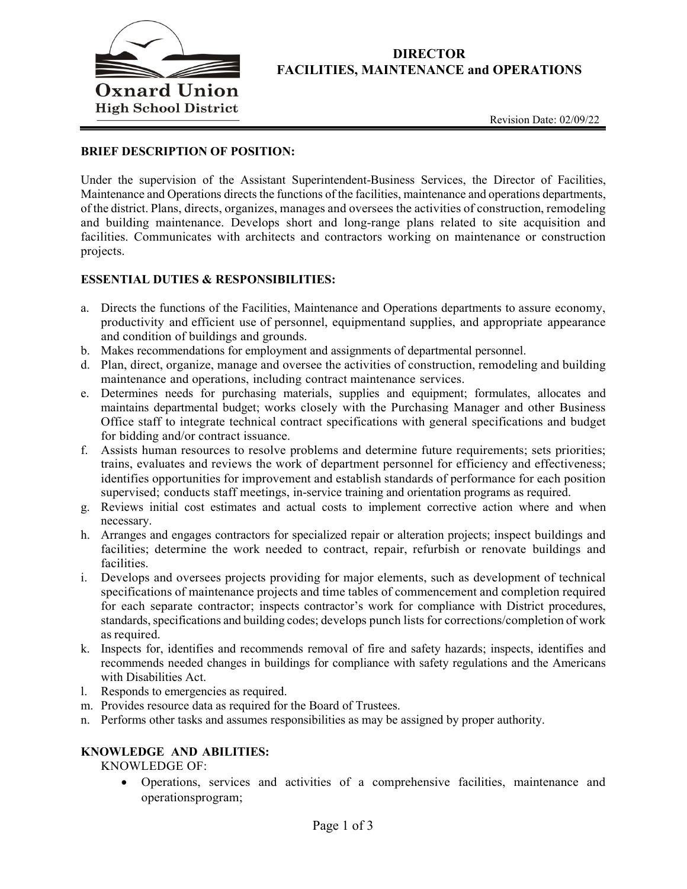Oxnard Union High School District

# DIRECTOR FACILITIES, MAINTENANCE and OPERATIONS

Revision Date: 02/09/22

## BRIEF DESCRIPTION OF POSITION:

Under the supervision of the Assistant Superintendent-Business Services, the Director of Facilities, Maintenance and Operations directs the functions of the facilities, maintenance and operations departments, of the district. Plans, directs, organizes, manages and oversees the activities of construction, remodeling and building maintenance. Develops short and long-range plans related to site acquisition and facilities. Communicates with architects and contractors working on maintenance or construction projects.

## ESSENTIAL DUTIES & RESPONSIBILITIES:

a. Directs the functions of the Facilities, Maintenance and Operations departments to assure economy, productivity and efficient use of personnel, equipmentand supplies, and appropriate appearance and condition of buildings and grounds.
b. Makes recommendations for employment and assignments of departmental personnel.
d. Plan, direct, organize, manage and oversee the activities of construction, remodeling and building maintenance and operations, including contract maintenance services.
e. Determines needs for purchasing materials, supplies and equipment; formulates, allocates and maintains departmental budget; works closely with the Purchasing Manager and other Business Office staff to integrate technical contract specifications with general specifications and budget for bidding and/or contract issuance.
f. Assists human resources to resolve problems and determine future requirements; sets priorities; trains, evaluates and reviews the work of department personnel for efficiency and effectiveness; identifies opportunities for improvement and establish standards of performance for each position supervised; conducts staff meetings, in-service training and orientation programs as required.
g. Reviews initial cost estimates and actual costs to implement corrective action where and when necessary.
h. Arranges and engages contractors for specialized repair or alteration projects; inspect buildings and facilities; determine the work needed to contract, repair, refurbish or renovate buildings and facilities.
i. Develops and oversees projects providing for major elements, such as development of technical specifications of maintenance projects and time tables of commencement and completion required for each separate contractor; inspects contractor's work for compliance with District procedures, standards, specifications and building codes; develops punch lists for corrections/completion of work as required.
k. Inspects for, identifies and recommends removal of fire and safety hazards; inspects, identifies and recommends needed changes in buildings for compliance with safety regulations and the Americans with Disabilities Act.
l. Responds to emergencies as required.
m. Provides resource data as required for the Board of Trustees.
n. Performs other tasks and assumes responsibilities as may be assigned by proper authority.

## KNOWLEDGE AND ABILITIES:

KNOWLEDGE OF:

- Operations, services and activities of a comprehensive facilities, maintenance and operationsprogram;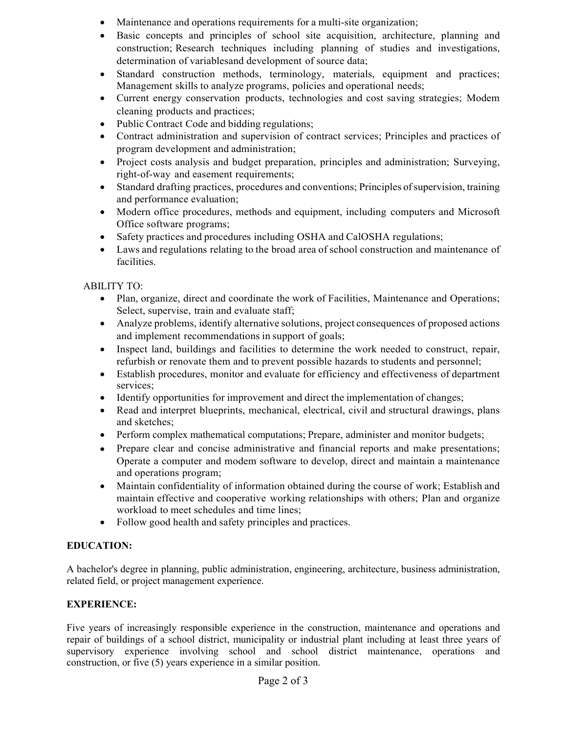- Maintenance and operations requirements for a multi-site organization;
- Basic concepts and principles of school site acquisition, architecture, planning and construction; Research techniques including planning of studies and investigations, determination of variablesand development of source data;
- Standard construction methods, terminology, materials, equipment and practices; Management skills to analyze programs, policies and operational needs;
- Current energy conservation products, technologies and cost saving strategies; Modem cleaning products and practices;
- Public Contract Code and bidding regulations;
- Contract administration and supervision of contract services; Principles and practices of program development and administration;
- Project costs analysis and budget preparation, principles and administration; Surveying, right-of-way and easement requirements;
- Standard drafting practices, procedures and conventions; Principles of supervision, training and performance evaluation;
- Modern office procedures, methods and equipment, including computers and Microsoft Office software programs;
- Safety practices and procedures including OSHA and CalOSHA regulations;
- Laws and regulations relating to the broad area of school construction and maintenance of facilities.

ABILITY TO:

- Plan, organize, direct and coordinate the work of Facilities, Maintenance and Operations; Select, supervise, train and evaluate staff;
- Analyze problems, identify alternative solutions, project consequences of proposed actions and implement recommendations in support of goals;
- Inspect land, buildings and facilities to determine the work needed to construct, repair, refurbish or renovate them and to prevent possible hazards to students and personnel;
- Establish procedures, monitor and evaluate for efficiency and effectiveness of department services;
- Identify opportunities for improvement and direct the implementation of changes;
- Read and interpret blueprints, mechanical, electrical, civil and structural drawings, plans and sketches;
- Perform complex mathematical computations; Prepare, administer and monitor budgets;
- Prepare clear and concise administrative and financial reports and make presentations; Operate a computer and modem software to develop, direct and maintain a maintenance and operations program;
- Maintain confidentiality of information obtained during the course of work; Establish and maintain effective and cooperative working relationships with others; Plan and organize workload to meet schedules and time lines;
- Follow good health and safety principles and practices.

**EDUCATION:**

A bachelor's degree in planning, public administration, engineering, architecture, business administration, related field, or project management experience.

**EXPERIENCE:**

Five years of increasingly responsible experience in the construction, maintenance and operations and repair of buildings of a school district, municipality or industrial plant including at least three years of supervisory experience involving school and school district maintenance, operations and construction, or five (5) years experience in a similar position.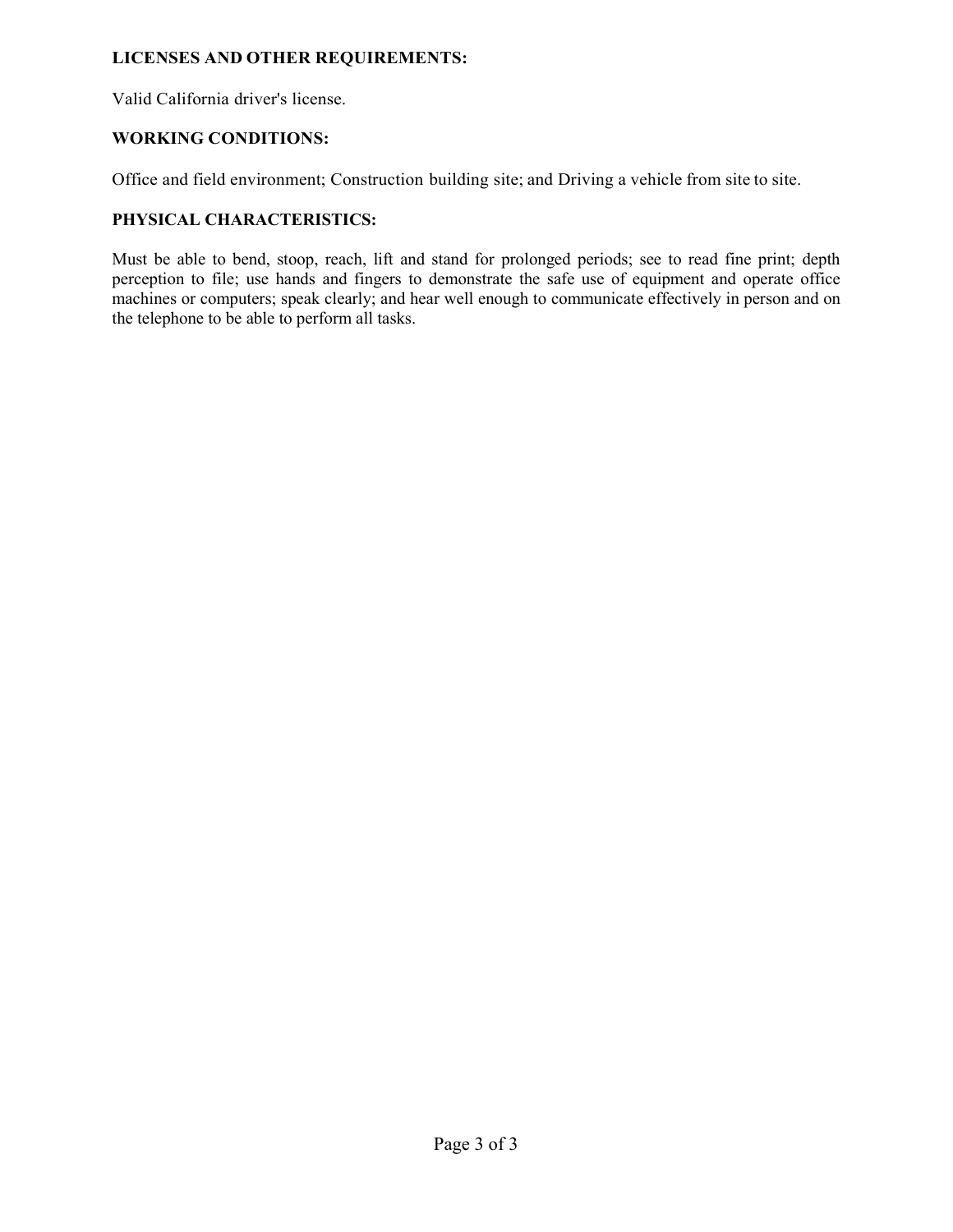**LICENSES AND OTHER REQUIREMENTS:**

Valid California driver's license.

**WORKING CONDITIONS:**

Office and field environment; Construction building site; and Driving a vehicle from site to site.

**PHYSICAL CHARACTERISTICS:**

Must be able to bend, stoop, reach, lift and stand for prolonged periods; see to read fine print; depth perception to file; use hands and fingers to demonstrate the safe use of equipment and operate office machines or computers; speak clearly; and hear well enough to communicate effectively in person and on the telephone to be able to perform all tasks.